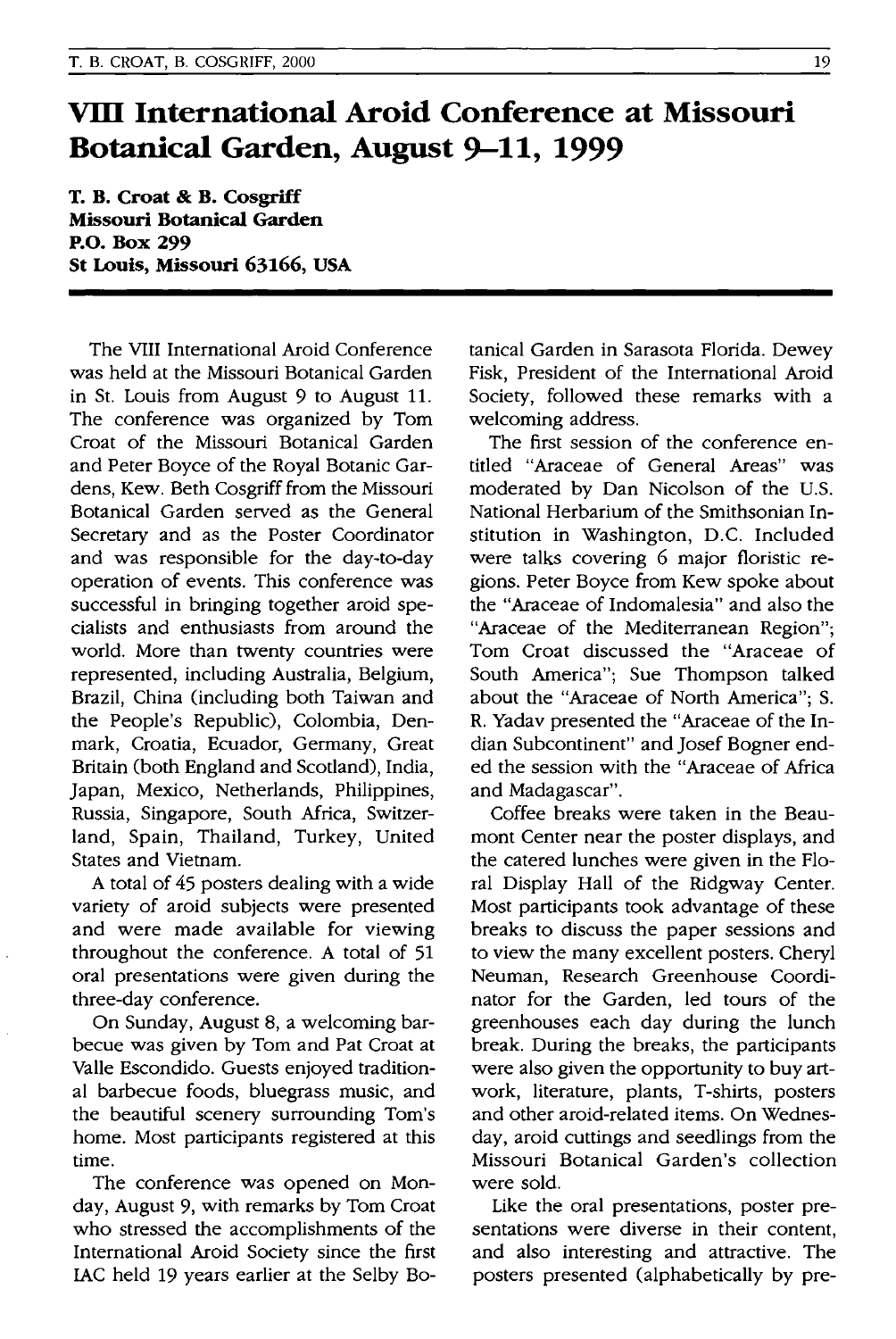# VIII International Aroid Conference at Missouri Botanical Garden, August 9–11, 1999

**T. B. Croat & B. Cosgriff**
**Missouri Botanical Garden**
**P.O. Box 299**
**St Louis, Missouri 63166, USA**

The VIII International Aroid Conference was held at the Missouri Botanical Garden in St. Louis from August 9 to August 11. The conference was organized by Tom Croat of the Missouri Botanical Garden and Peter Boyce of the Royal Botanic Gardens, Kew. Beth Cosgriff from the Missouri Botanical Garden served as the General Secretary and as the Poster Coordinator and was responsible for the day-to-day operation of events. This conference was successful in bringing together aroid specialists and enthusiasts from around the world. More than twenty countries were represented, including Australia, Belgium, Brazil, China (including both Taiwan and the People's Republic), Colombia, Denmark, Croatia, Ecuador, Germany, Great Britain (both England and Scotland), India, Japan, Mexico, Netherlands, Philippines, Russia, Singapore, South Africa, Switzerland, Spain, Thailand, Turkey, United States and Vietnam.

A total of 45 posters dealing with a wide variety of aroid subjects were presented and were made available for viewing throughout the conference. A total of 51 oral presentations were given during the three-day conference.

On Sunday, August 8, a welcoming barbecue was given by Tom and Pat Croat at Valle Escondido. Guests enjoyed traditional barbecue foods, bluegrass music, and the beautiful scenery surrounding Tom's home. Most participants registered at this time.

The conference was opened on Monday, August 9, with remarks by Tom Croat who stressed the accomplishments of the International Aroid Society since the first IAC held 19 years earlier at the Selby Botanical Garden in Sarasota Florida. Dewey Fisk, President of the International Aroid Society, followed these remarks with a welcoming address.

The first session of the conference entitled "Araceae of General Areas" was moderated by Dan Nicolson of the U.S. National Herbarium of the Smithsonian Institution in Washington, D.C. Included were talks covering 6 major floristic regions. Peter Boyce from Kew spoke about the "Araceae of Indomalesia" and also the "Araceae of the Mediterranean Region"; Tom Croat discussed the "Araceae of South America"; Sue Thompson talked about the "Araceae of North America"; S. R. Yadav presented the "Araceae of the Indian Subcontinent" and Josef Bogner ended the session with the "Araceae of Africa and Madagascar".

Coffee breaks were taken in the Beaumont Center near the poster displays, and the catered lunches were given in the Floral Display Hall of the Ridgway Center. Most participants took advantage of these breaks to discuss the paper sessions and to view the many excellent posters. Cheryl Neuman, Research Greenhouse Coordinator for the Garden, led tours of the greenhouses each day during the lunch break. During the breaks, the participants were also given the opportunity to buy artwork, literature, plants, T-shirts, posters and other aroid-related items. On Wednesday, aroid cuttings and seedlings from the Missouri Botanical Garden's collection were sold.

Like the oral presentations, poster presentations were diverse in their content, and also interesting and attractive. The posters presented (alphabetically by pre-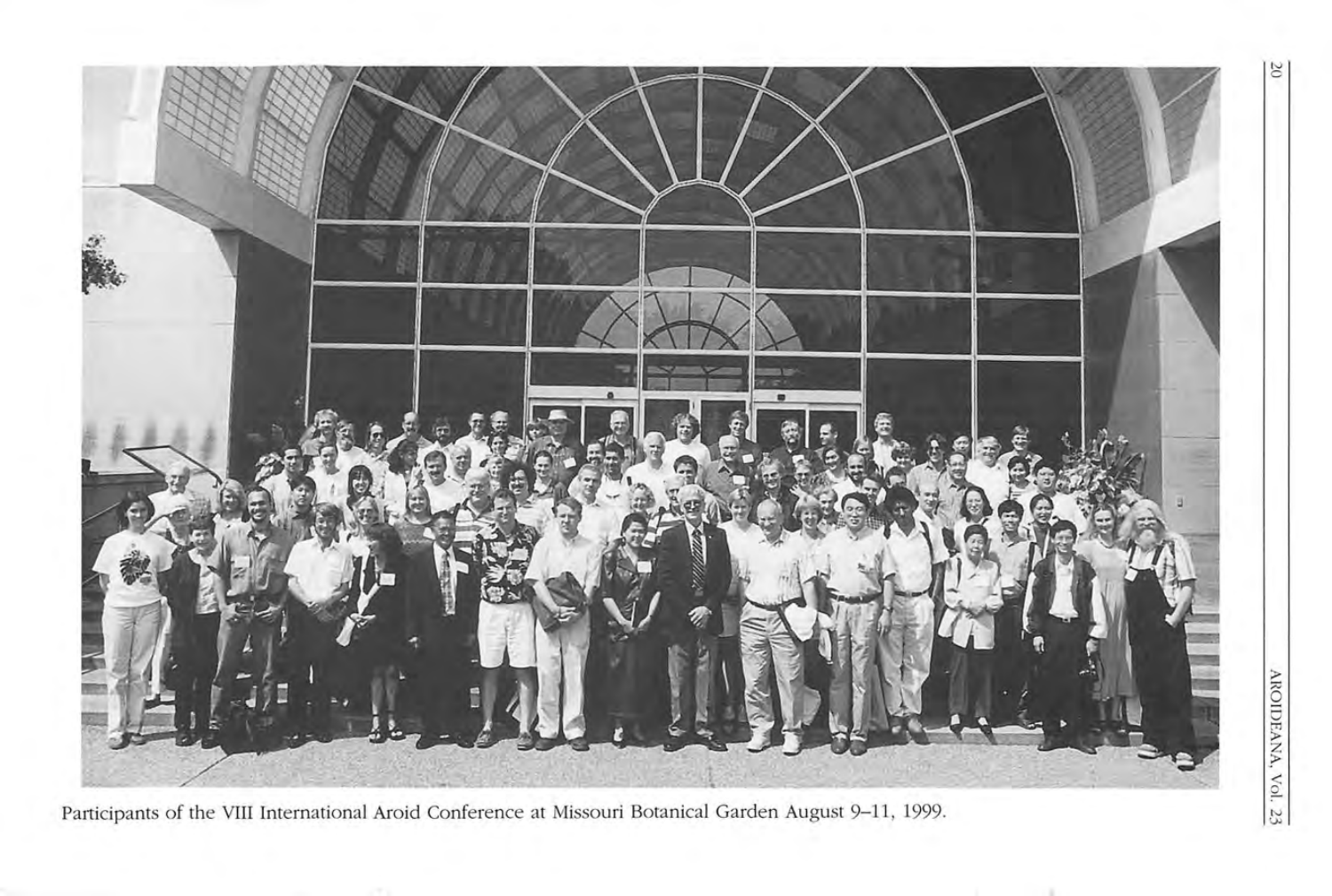Participants of the VIII International Aroid Conference at Missouri Botanical Garden August 9–11, 1999.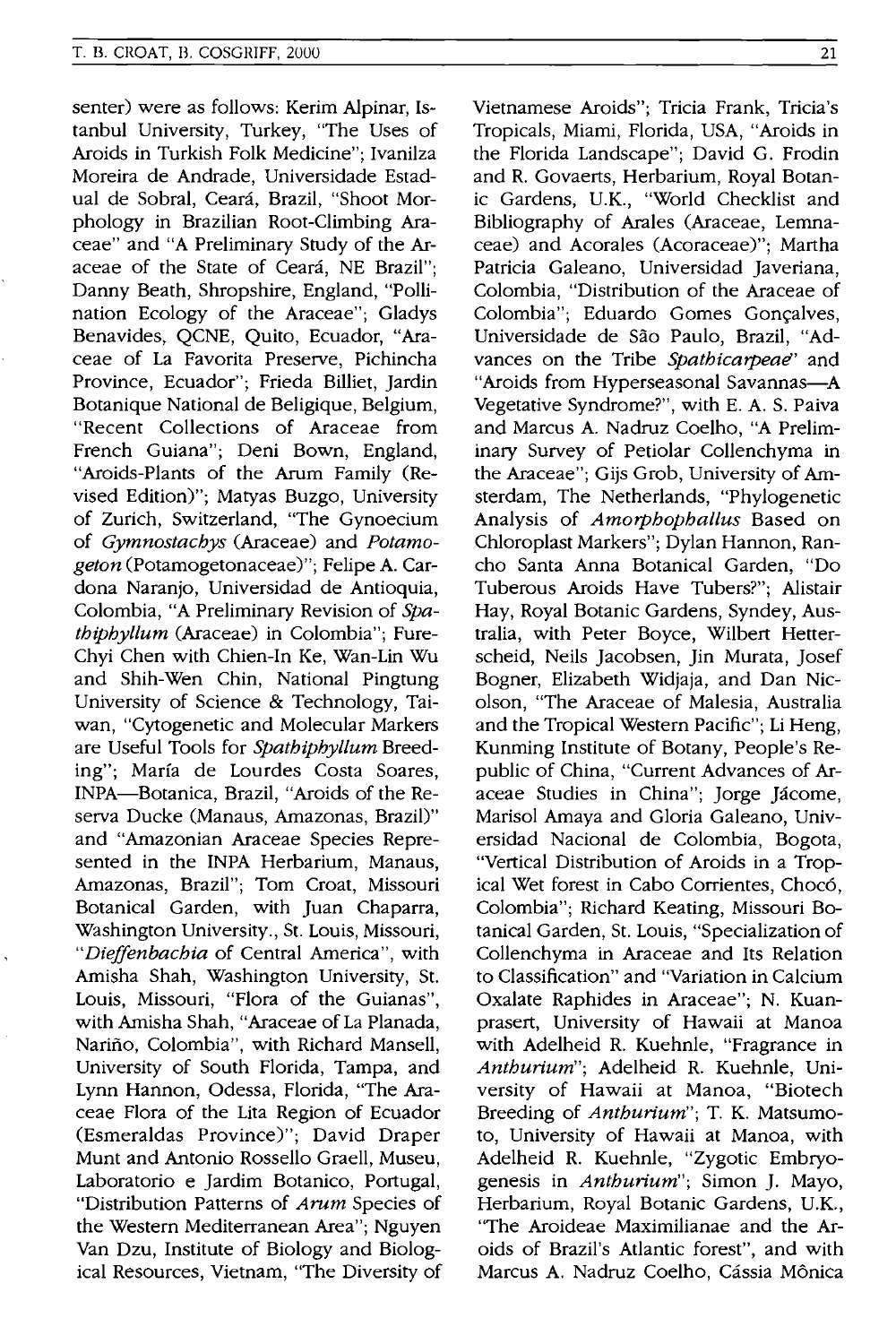senter) were as follows: Kerim Alpinar, Istanbul University, Turkey, "The Uses of Aroids in Turkish Folk Medicine"; Ivanilza Moreira de Andrade, Universidade Estadual de Sobral, Ceará, Brazil, "Shoot Morphology in Brazilian Root-Climbing Araceae" and "A Preliminary Study of the Araceae of the State of Ceará, NE Brazil"; Danny Beath, Shropshire, England, "Pollination Ecology of the Araceae"; Gladys Benavides, QCNE, Quito, Ecuador, "Araceae of La Favorita Preserve, Pichincha Province, Ecuador"; Frieda Billiet, Jardin Botanique National de Beligique, Belgium, "Recent Collections of Araceae from French Guiana"; Deni Bown, England, "Aroids-Plants of the Arum Family (Revised Edition)"; Matyas Buzgo, University of Zurich, Switzerland, "The Gynoecium of *Gymnostachys* (Araceae) and *Potamogeton* (Potamogetonaceae)"; Felipe A. Cardona Naranjo, Universidad de Antioquia, Colombia, "A Preliminary Revision of *Spathiphyllum* (Araceae) in Colombia"; Fure-Chyi Chen with Chien-In Ke, Wan-Lin Wu and Shih-Wen Chin, National Pingtung University of Science & Technology, Taiwan, "Cytogenetic and Molecular Markers are Useful Tools for *Spathiphyllum* Breeding"; María de Lourdes Costa Soares, INPA—Botanica, Brazil, "Aroids of the Reserva Ducke (Manaus, Amazonas, Brazil)" and "Amazonian Araceae Species Represented in the INPA Herbarium, Manaus, Amazonas, Brazil"; Tom Croat, Missouri Botanical Garden, with Juan Chaparra, Washington University., St. Louis, Missouri, "*Dieffenbachia* of Central America", with Amisha Shah, Washington University, St. Louis, Missouri, "Flora of the Guianas", with Amisha Shah, "Araceae of La Planada, Nariño, Colombia", with Richard Mansell, University of South Florida, Tampa, and Lynn Hannon, Odessa, Florida, "The Araceae Flora of the Lita Region of Ecuador (Esmeraldas Province)"; David Draper Munt and Antonio Rossello Graell, Museu, Laboratorio e Jardim Botanico, Portugal, "Distribution Patterns of *Arum* Species of the Western Mediterranean Area"; Nguyen Van Dzu, Institute of Biology and Biological Resources, Vietnam, "The Diversity of Vietnamese Aroids"; Tricia Frank, Tricia's Tropicals, Miami, Florida, USA, "Aroids in the Florida Landscape"; David G. Frodin and R. Govaerts, Herbarium, Royal Botanic Gardens, U.K., "World Checklist and Bibliography of Arales (Araceae, Lemnaceae) and Acorales (Acoraceae)"; Martha Patricia Galeano, Universidad Javeriana, Colombia, "Distribution of the Araceae of Colombia"; Eduardo Gomes Gonçalves, Universidade de São Paulo, Brazil, "Advances on the Tribe *Spathicarpeae*" and "Aroids from Hyperseasonal Savannas—A Vegetative Syndrome?", with E. A. S. Paiva and Marcus A. Nadruz Coelho, "A Preliminary Survey of Petiolar Collenchyma in the Araceae"; Gijs Grob, University of Amsterdam, The Netherlands, "Phylogenetic Analysis of *Amorphophallus* Based on Chloroplast Markers"; Dylan Hannon, Rancho Santa Anna Botanical Garden, "Do Tuberous Aroids Have Tubers?"; Alistair Hay, Royal Botanic Gardens, Syndey, Australia, with Peter Boyce, Wilbert Hetterscheid, Neils Jacobsen, Jin Murata, Josef Bogner, Elizabeth Widjaja, and Dan Nicolson, "The Araceae of Malesia, Australia and the Tropical Western Pacific"; Li Heng, Kunming Institute of Botany, People's Republic of China, "Current Advances of Araceae Studies in China"; Jorge Jácome, Marisol Amaya and Gloria Galeano, Universidad Nacional de Colombia, Bogota, "Vertical Distribution of Aroids in a Tropical Wet forest in Cabo Corrientes, Chocó, Colombia"; Richard Keating, Missouri Botanical Garden, St. Louis, "Specialization of Collenchyma in Araceae and Its Relation to Classification" and "Variation in Calcium Oxalate Raphides in Araceae"; N. Kuanprasert, University of Hawaii at Manoa with Adelheid R. Kuehnle, "Fragrance in *Anthurium*"; Adelheid R. Kuehnle, University of Hawaii at Manoa, "Biotech Breeding of *Anthurium*"; T. K. Matsumoto, University of Hawaii at Manoa, with Adelheid R. Kuehnle, "Zygotic Embryogenesis in *Anthurium*"; Simon J. Mayo, Herbarium, Royal Botanic Gardens, U.K., "The Aroideae Maximilianae and the Aroids of Brazil's Atlantic forest", and with Marcus A. Nadruz Coelho, Cássia Mônica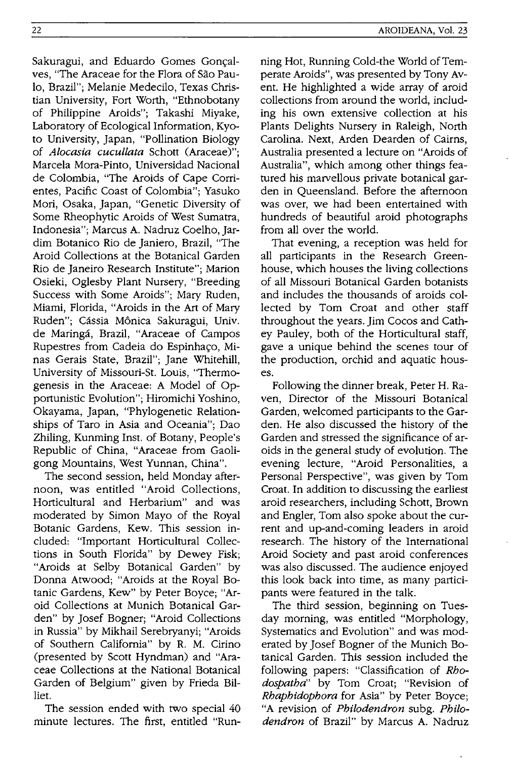Sakuragui, and Eduardo Gomes Gonçalves, "The Araceae for the Flora of São Paulo, Brazil"; Melanie Medecilo, Texas Christian University, Fort Worth, "Ethnobotany of Philippine Aroids"; Takashi Miyake, Laboratory of Ecological Information, Kyoto University, Japan, "Pollination Biology of *Alocasia cucullata* Schott (Araceae)"; Marcela Mora-Pinto, Universidad Nacional de Colombia, "The Aroids of Cape Corrientes, Pacific Coast of Colombia"; Yasuko Mori, Osaka, Japan, "Genetic Diversity of Some Rheophytic Aroids of West Sumatra, Indonesia"; Marcus A. Nadruz Coelho, Jardim Botanico Rio de Janiero, Brazil, "The Aroid Collections at the Botanical Garden Rio de Janeiro Research Institute"; Marion Osieki, Oglesby Plant Nursery, "Breeding Success with Some Aroids"; Mary Ruden, Miami, Florida, "Aroids in the Art of Mary Ruden"; Cássia Mônica Sakuragui, Univ. de Maringá, Brazil, "Araceae of Campos Rupestres from Cadeia do Espinhaço, Minas Gerais State, Brazil"; Jane Whitehill, University of Missouri-St. Louis, "Thermogenesis in the Araceae: A Model of Opportunistic Evolution"; Hiromichi Yoshino, Okayama, Japan, "Phylogenetic Relationships of Taro in Asia and Oceania"; Dao Zhiling, Kunming Inst. of Botany, People's Republic of China, "Araceae from Gaoligong Mountains, West Yunnan, China".

The second session, held Monday afternoon, was entitled "Aroid Collections, Horticultural and Herbarium" and was moderated by Simon Mayo of the Royal Botanic Gardens, Kew. This session included: "Important Horticultural Collections in South Florida" by Dewey Fisk; "Aroids at Selby Botanical Garden" by Donna Atwood; "Aroids at the Royal Botanic Gardens, Kew" by Peter Boyce; "Aroid Collections at Munich Botanical Garden" by Josef Bogner; "Aroid Collections in Russia" by Mikhail Serebryanyi; "Aroids of Southern California" by R. M. Cirino (presented by Scott Hyndman) and "Araceae Collections at the National Botanical Garden of Belgium" given by Frieda Billiet.

The session ended with two special 40 minute lectures. The first, entitled "Running Hot, Running Cold-the World of Temperate Aroids", was presented by Tony Avent. He highlighted a wide array of aroid collections from around the world, including his own extensive collection at his Plants Delights Nursery in Raleigh, North Carolina. Next, Arden Dearden of Cairns, Australia presented a lecture on "Aroids of Australia", which among other things featured his marvellous private botanical garden in Queensland. Before the afternoon was over, we had been entertained with hundreds of beautiful aroid photographs from all over the world.

That evening, a reception was held for all participants in the Research Greenhouse, which houses the living collections of all Missouri Botanical Garden botanists and includes the thousands of aroids collected by Tom Croat and other staff throughout the years. Jim Cocos and Cathey Pauley, both of the Horticultural staff, gave a unique behind the scenes tour of the production, orchid and aquatic houses.

Following the dinner break, Peter H. Raven, Director of the Missouri Botanical Garden, welcomed participants to the Garden. He also discussed the history of the Garden and stressed the significance of aroids in the general study of evolution. The evening lecture, "Aroid Personalities, a Personal Perspective", was given by Tom Croat. In addition to discussing the earliest aroid researchers, including Schott, Brown and Engler, Tom also spoke about the current and up-and-coming leaders in aroid research. The history of the International Aroid Society and past aroid conferences was also discussed. The audience enjoyed this look back into time, as many participants were featured in the talk.

The third session, beginning on Tuesday morning, was entitled "Morphology, Systematics and Evolution" and was moderated by Josef Bogner of the Munich Botanical Garden. This session included the following papers: "Classification of *Rhodospatha*" by Tom Croat; "Revision of *Rhaphidophora* for Asia" by Peter Boyce; "A revision of *Philodendron* subg. *Philodendron* of Brazil" by Marcus A. Nadruz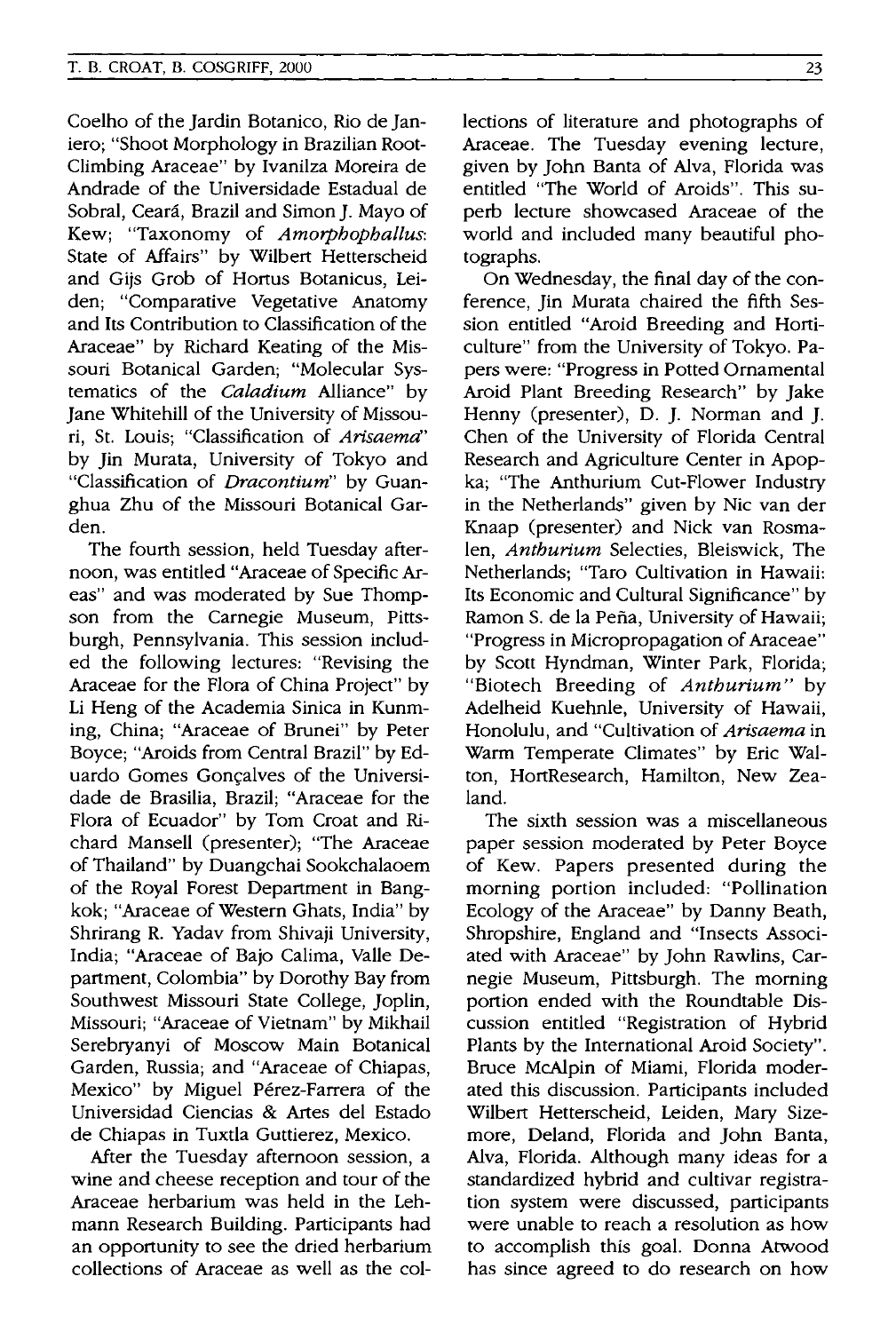Coelho of the Jardin Botanico, Rio de Janiero; "Shoot Morphology in Brazilian Root-Climbing Araceae" by Ivanilza Moreira de Andrade of the Universidade Estadual de Sobral, Ceará, Brazil and Simon J. Mayo of Kew; "Taxonomy of *Amorphophallus*: State of Affairs" by Wilbert Hetterscheid and Gijs Grob of Hortus Botanicus, Leiden; "Comparative Vegetative Anatomy and Its Contribution to Classification of the Araceae" by Richard Keating of the Missouri Botanical Garden; "Molecular Systematics of the *Caladium* Alliance" by Jane Whitehill of the University of Missouri, St. Louis; "Classification of *Arisaema*" by Jin Murata, University of Tokyo and "Classification of *Dracontium*" by Guanghua Zhu of the Missouri Botanical Garden.

The fourth session, held Tuesday afternoon, was entitled "Araceae of Specific Areas" and was moderated by Sue Thompson from the Carnegie Museum, Pittsburgh, Pennsylvania. This session included the following lectures: "Revising the Araceae for the Flora of China Project" by Li Heng of the Academia Sinica in Kunming, China; "Araceae of Brunei" by Peter Boyce; "Aroids from Central Brazil" by Eduardo Gomes Gonçalves of the Universidade de Brasilia, Brazil; "Araceae for the Flora of Ecuador" by Tom Croat and Richard Mansell (presenter); "The Araceae of Thailand" by Duangchai Sookchalaoem of the Royal Forest Department in Bangkok; "Araceae of Western Ghats, India" by Shrirang R. Yadav from Shivaji University, India; "Araceae of Bajo Calima, Valle Department, Colombia" by Dorothy Bay from Southwest Missouri State College, Joplin, Missouri; "Araceae of Vietnam" by Mikhail Serebryanyi of Moscow Main Botanical Garden, Russia; and "Araceae of Chiapas, Mexico" by Miguel Pérez-Farrera of the Universidad Ciencias & Artes del Estado de Chiapas in Tuxtla Guttierez, Mexico.

After the Tuesday afternoon session, a wine and cheese reception and tour of the Araceae herbarium was held in the Lehmann Research Building. Participants had an opportunity to see the dried herbarium collections of Araceae as well as the collections of literature and photographs of Araceae. The Tuesday evening lecture, given by John Banta of Alva, Florida was entitled "The World of Aroids". This superb lecture showcased Araceae of the world and included many beautiful photographs.

On Wednesday, the final day of the conference, Jin Murata chaired the fifth Session entitled "Aroid Breeding and Horticulture" from the University of Tokyo. Papers were: "Progress in Potted Ornamental Aroid Plant Breeding Research" by Jake Henny (presenter), D. J. Norman and J. Chen of the University of Florida Central Research and Agriculture Center in Apopka; "The Anthurium Cut-Flower Industry in the Netherlands" given by Nic van der Knaap (presenter) and Nick van Rosmalen, *Anthurium* Selecties, Bleiswick, The Netherlands; "Taro Cultivation in Hawaii: Its Economic and Cultural Significance" by Ramon S. de la Peña, University of Hawaii; "Progress in Micropropagation of Araceae" by Scott Hyndman, Winter Park, Florida; "Biotech Breeding of *Anthurium*" by Adelheid Kuehnle, University of Hawaii, Honolulu, and "Cultivation of *Arisaema* in Warm Temperate Climates" by Eric Walton, HortResearch, Hamilton, New Zealand.

The sixth session was a miscellaneous paper session moderated by Peter Boyce of Kew. Papers presented during the morning portion included: "Pollination Ecology of the Araceae" by Danny Beath, Shropshire, England and "Insects Associated with Araceae" by John Rawlins, Carnegie Museum, Pittsburgh. The morning portion ended with the Roundtable Discussion entitled "Registration of Hybrid Plants by the International Aroid Society". Bruce McAlpin of Miami, Florida moderated this discussion. Participants included Wilbert Hetterscheid, Leiden, Mary Sizemore, Deland, Florida and John Banta, Alva, Florida. Although many ideas for a standardized hybrid and cultivar registration system were discussed, participants were unable to reach a resolution as how to accomplish this goal. Donna Atwood has since agreed to do research on how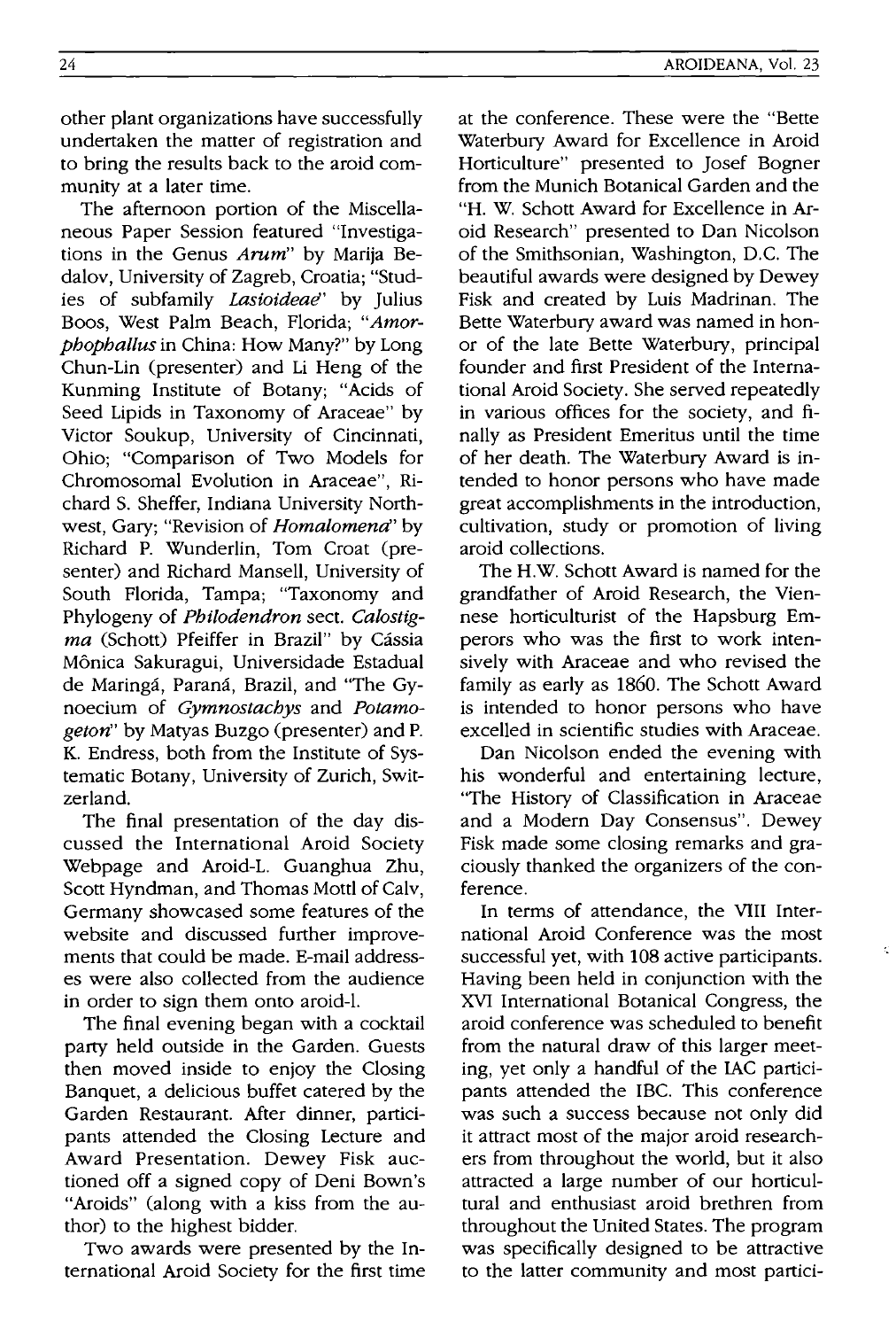other plant organizations have successfully undertaken the matter of registration and to bring the results back to the aroid community at a later time.

The afternoon portion of the Miscellaneous Paper Session featured "Investigations in the Genus *Arum*" by Marija Bedalov, University of Zagreb, Croatia; "Studies of subfamily *Lasioideae*" by Julius Boos, West Palm Beach, Florida; "*Amorphophallus* in China: How Many?" by Long Chun-Lin (presenter) and Li Heng of the Kunming Institute of Botany; "Acids of Seed Lipids in Taxonomy of Araceae" by Victor Soukup, University of Cincinnati, Ohio; "Comparison of Two Models for Chromosomal Evolution in Araceae", Richard S. Sheffer, Indiana University Northwest, Gary; "Revision of *Homalomena*" by Richard P. Wunderlin, Tom Croat (presenter) and Richard Mansell, University of South Florida, Tampa; "Taxonomy and Phylogeny of *Philodendron* sect. *Calostigma* (Schott) Pfeiffer in Brazil" by Cássia Mônica Sakuragui, Universidade Estadual de Maringá, Paraná, Brazil, and "The Gynoecium of *Gymnostachys* and *Potamogeton*" by Matyas Buzgo (presenter) and P. K. Endress, both from the Institute of Systematic Botany, University of Zurich, Switzerland.

The final presentation of the day discussed the International Aroid Society Webpage and Aroid-L. Guanghua Zhu, Scott Hyndman, and Thomas Mottl of Calv, Germany showcased some features of the website and discussed further improvements that could be made. E-mail addresses were also collected from the audience in order to sign them onto aroid-l.

The final evening began with a cocktail party held outside in the Garden. Guests then moved inside to enjoy the Closing Banquet, a delicious buffet catered by the Garden Restaurant. After dinner, participants attended the Closing Lecture and Award Presentation. Dewey Fisk auctioned off a signed copy of Deni Bown's "Aroids" (along with a kiss from the author) to the highest bidder.

Two awards were presented by the International Aroid Society for the first time at the conference. These were the "Bette Waterbury Award for Excellence in Aroid Horticulture" presented to Josef Bogner from the Munich Botanical Garden and the "H. W. Schott Award for Excellence in Aroid Research" presented to Dan Nicolson of the Smithsonian, Washington, D.C. The beautiful awards were designed by Dewey Fisk and created by Luis Madrinan. The Bette Waterbury award was named in honor of the late Bette Waterbury, principal founder and first President of the International Aroid Society. She served repeatedly in various offices for the society, and finally as President Emeritus until the time of her death. The Waterbury Award is intended to honor persons who have made great accomplishments in the introduction, cultivation, study or promotion of living aroid collections.

The H.W. Schott Award is named for the grandfather of Aroid Research, the Viennese horticulturist of the Hapsburg Emperors who was the first to work intensively with Araceae and who revised the family as early as 1860. The Schott Award is intended to honor persons who have excelled in scientific studies with Araceae.

Dan Nicolson ended the evening with his wonderful and entertaining lecture, "The History of Classification in Araceae and a Modern Day Consensus". Dewey Fisk made some closing remarks and graciously thanked the organizers of the conference.

In terms of attendance, the VIII International Aroid Conference was the most successful yet, with 108 active participants. Having been held in conjunction with the XVI International Botanical Congress, the aroid conference was scheduled to benefit from the natural draw of this larger meeting, yet only a handful of the IAC participants attended the IBC. This conference was such a success because not only did it attract most of the major aroid researchers from throughout the world, but it also attracted a large number of our horticultural and enthusiast aroid brethren from throughout the United States. The program was specifically designed to be attractive to the latter community and most partici-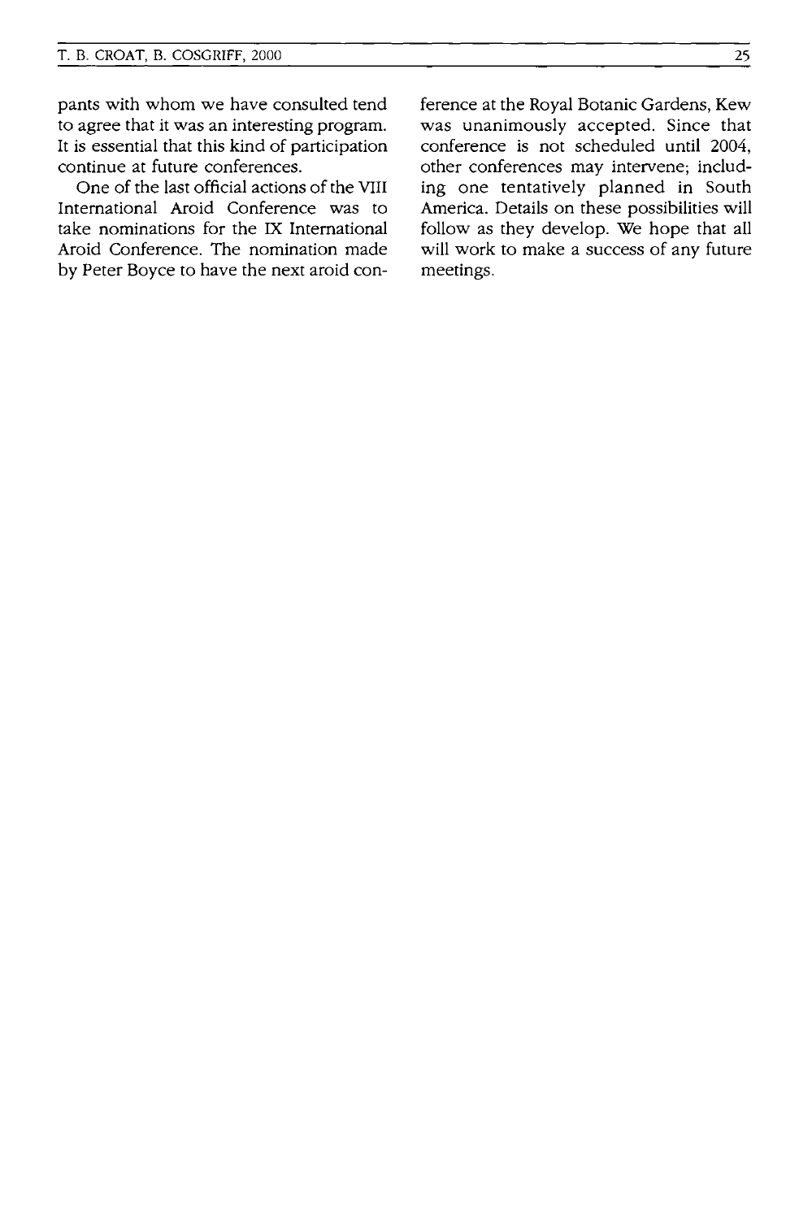pants with whom we have consulted tend to agree that it was an interesting program. It is essential that this kind of participation continue at future conferences.

One of the last official actions of the VIII International Aroid Conference was to take nominations for the IX International Aroid Conference. The nomination made by Peter Boyce to have the next aroid conference at the Royal Botanic Gardens, Kew was unanimously accepted. Since that conference is not scheduled until 2004, other conferences may intervene; including one tentatively planned in South America. Details on these possibilities will follow as they develop. We hope that all will work to make a success of any future meetings.